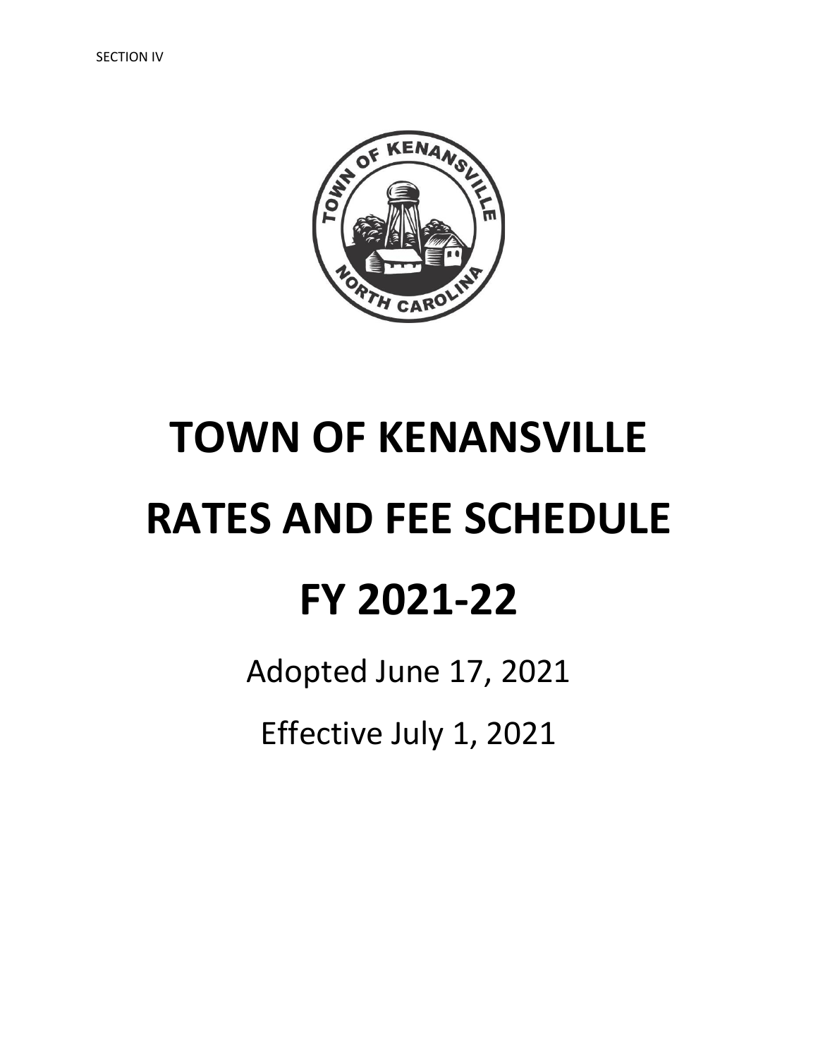SECTION IV

# TOWN OF KENANSVILLE

# RATES AND FEE SCHEDULE

# FY 2021-22

Adopted June 17, 2021

Effective July 1, 2021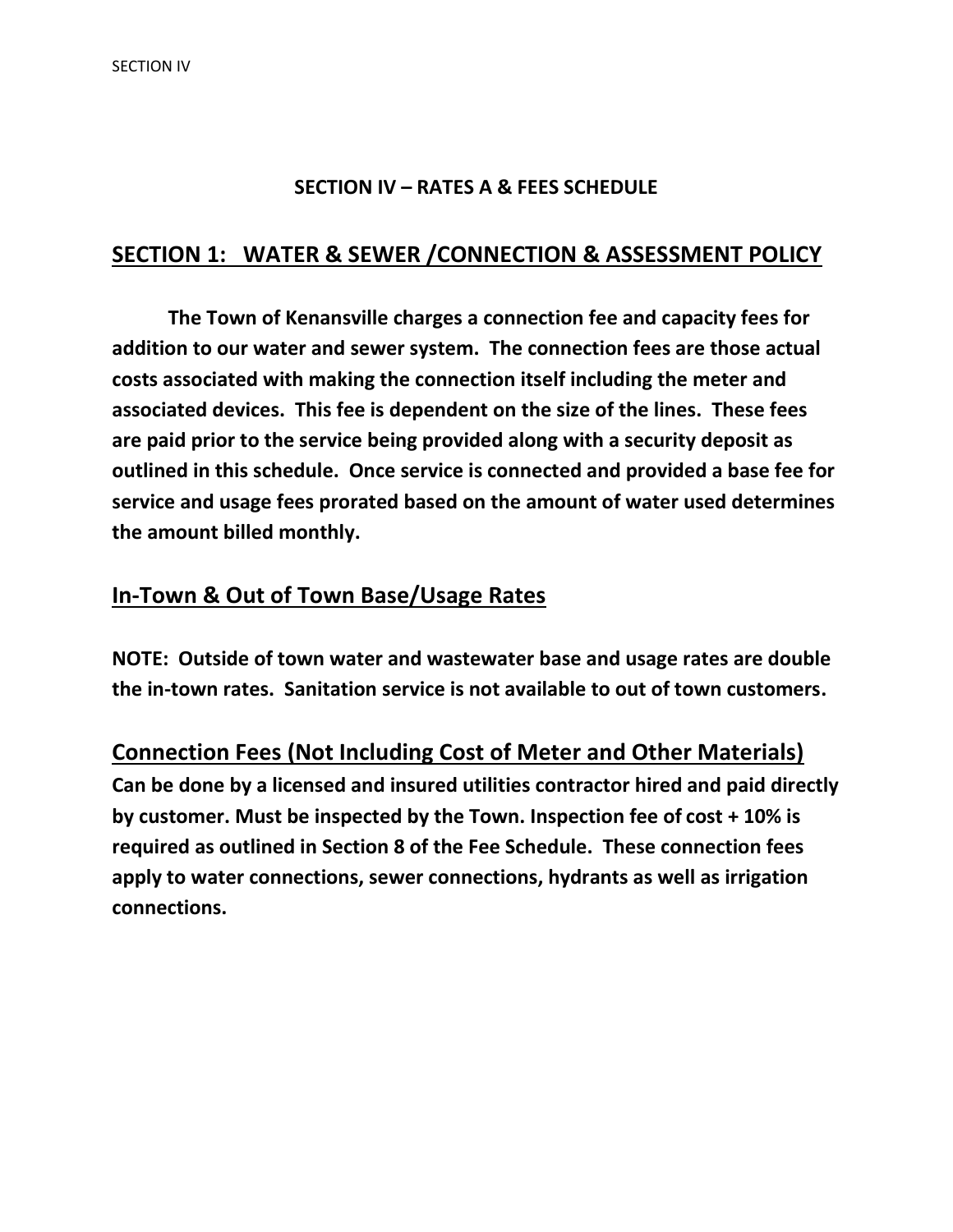## SECTION IV – RATES A & FEES SCHEDULE

# SECTION 1: WATER & SEWER /CONNECTION & ASSESSMENT POLICY

**The Town of Kenansville charges a connection fee and capacity fees for addition to our water and sewer system. The connection fees are those actual costs associated with making the connection itself including the meter and associated devices. This fee is dependent on the size of the lines. These fees are paid prior to the service being provided along with a security deposit as outlined in this schedule. Once service is connected and provided a base fee for service and usage fees prorated based on the amount of water used determines the amount billed monthly.**

## In-Town & Out of Town Base/Usage Rates

**NOTE: Outside of town water and wastewater base and usage rates are double the in-town rates. Sanitation service is not available to out of town customers.**

## Connection Fees (Not Including Cost of Meter and Other Materials)

**Can be done by a licensed and insured utilities contractor hired and paid directly by customer. Must be inspected by the Town. Inspection fee of cost + 10% is required as outlined in Section 8 of the Fee Schedule. These connection fees apply to water connections, sewer connections, hydrants as well as irrigation connections.**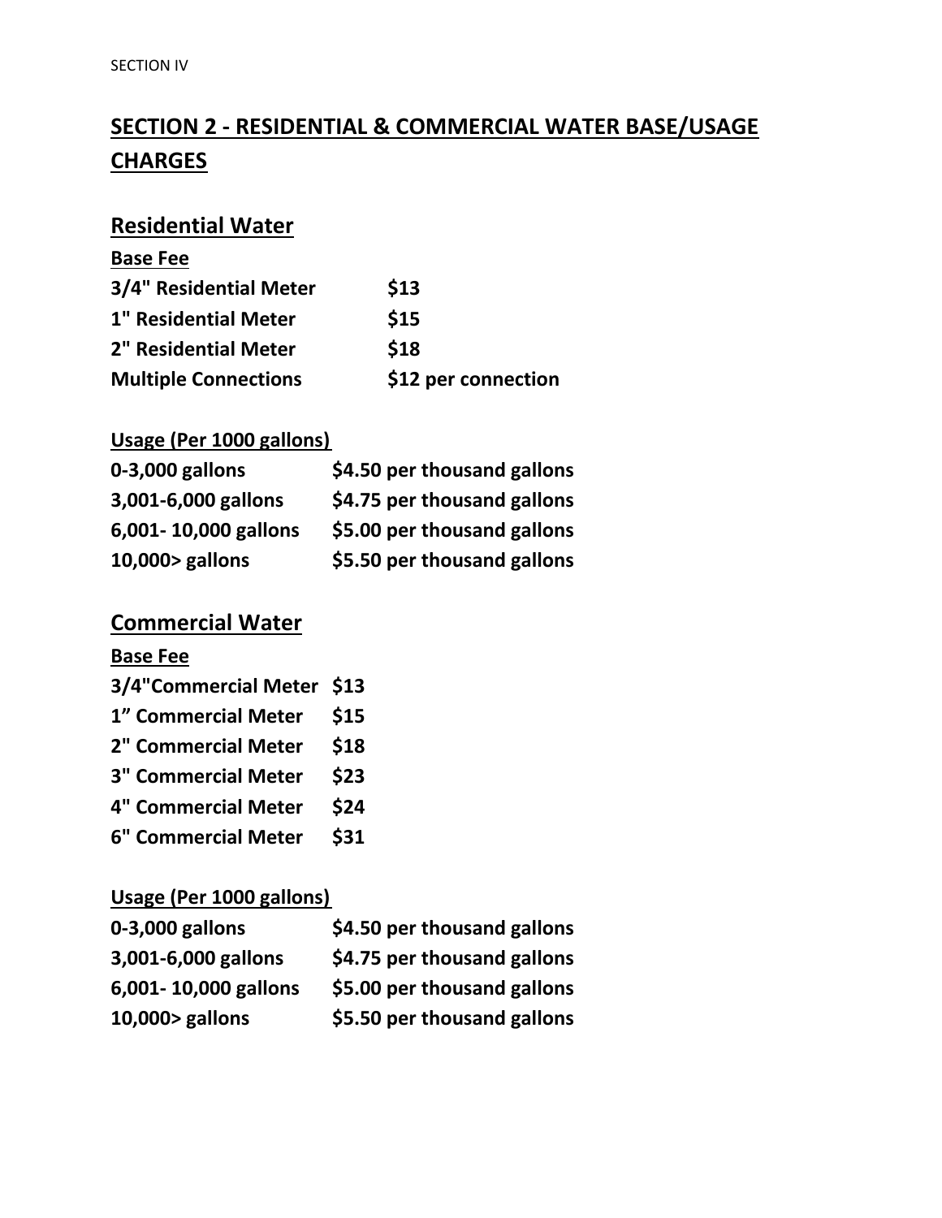## SECTION 2 - RESIDENTIAL & COMMERCIAL WATER BASE/USAGE CHARGES

### Residential Water

**Base Fee**

| | |
|---|---|
| **3/4" Residential Meter** | **$13** |
| **1" Residential Meter** | **$15** |
| **2" Residential Meter** | **$18** |
| **Multiple Connections** | **$12 per connection** |

**Usage (Per 1000 gallons)**

| | |
|---|---|
| **0-3,000 gallons** | **$4.50 per thousand gallons** |
| **3,001-6,000 gallons** | **$4.75 per thousand gallons** |
| **6,001- 10,000 gallons** | **$5.00 per thousand gallons** |
| **10,000> gallons** | **$5.50 per thousand gallons** |

### Commercial Water

**Base Fee**

| | |
|---|---|
| **3/4"Commercial Meter** | **$13** |
| **1" Commercial Meter** | **$15** |
| **2" Commercial Meter** | **$18** |
| **3" Commercial Meter** | **$23** |
| **4" Commercial Meter** | **$24** |
| **6" Commercial Meter** | **$31** |

**Usage (Per 1000 gallons)**

| | |
|---|---|
| **0-3,000 gallons** | **$4.50 per thousand gallons** |
| **3,001-6,000 gallons** | **$4.75 per thousand gallons** |
| **6,001- 10,000 gallons** | **$5.00 per thousand gallons** |
| **10,000> gallons** | **$5.50 per thousand gallons** |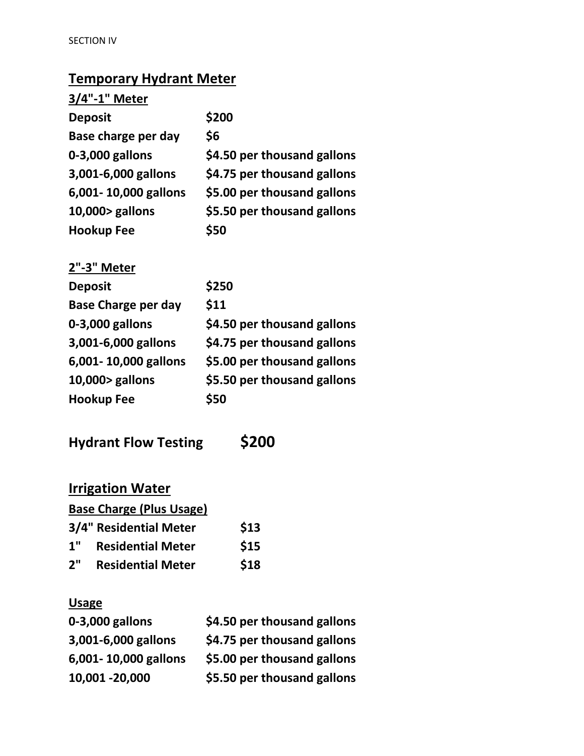SECTION IV

## Temporary Hydrant Meter

### 3/4"-1" Meter

| | |
|---|---|
| **Deposit** | **$200** |
| **Base charge per day** | **$6** |
| **0-3,000 gallons** | **$4.50 per thousand gallons** |
| **3,001-6,000 gallons** | **$4.75 per thousand gallons** |
| **6,001- 10,000 gallons** | **$5.00 per thousand gallons** |
| **10,000> gallons** | **$5.50 per thousand gallons** |
| **Hookup Fee** | **$50** |

### 2"-3" Meter

| | |
|---|---|
| **Deposit** | **$250** |
| **Base Charge per day** | **$11** |
| **0-3,000 gallons** | **$4.50 per thousand gallons** |
| **3,001-6,000 gallons** | **$4.75 per thousand gallons** |
| **6,001- 10,000 gallons** | **$5.00 per thousand gallons** |
| **10,000> gallons** | **$5.50 per thousand gallons** |
| **Hookup Fee** | **$50** |

## Hydrant Flow Testing $200

## Irrigation Water

### Base Charge (Plus Usage)

| | |
|---|---|
| **3/4" Residential Meter** | **$13** |
| **1" Residential Meter** | **$15** |
| **2" Residential Meter** | **$18** |

### Usage

| | |
|---|---|
| **0-3,000 gallons** | **$4.50 per thousand gallons** |
| **3,001-6,000 gallons** | **$4.75 per thousand gallons** |
| **6,001- 10,000 gallons** | **$5.00 per thousand gallons** |
| **10,001 -20,000** | **$5.50 per thousand gallons** |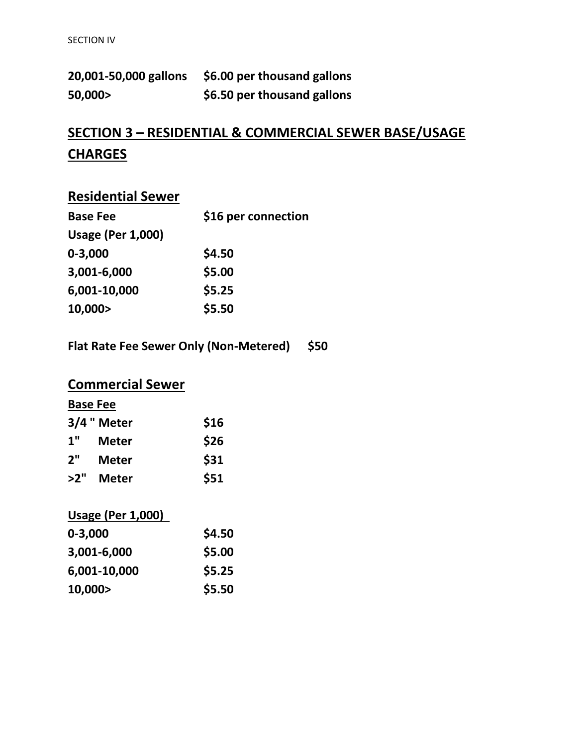| | |
|---|---|
| **20,001-50,000 gallons** | **$6.00 per thousand gallons** |
| **50,000>** | **$6.50 per thousand gallons** |

## SECTION 3 – RESIDENTIAL & COMMERCIAL SEWER BASE/USAGE CHARGES

### Residential Sewer

| | |
|---|---|
| **Base Fee** | **$16 per connection** |
| **Usage (Per 1,000)** | |
| **0-3,000** | **$4.50** |
| **3,001-6,000** | **$5.00** |
| **6,001-10,000** | **$5.25** |
| **10,000>** | **$5.50** |

**Flat Rate Fee Sewer Only (Non-Metered) $50**

### Commercial Sewer

**Base Fee**

| | |
|---|---|
| **3/4 " Meter** | **$16** |
| **1" Meter** | **$26** |
| **2" Meter** | **$31** |
| **>2" Meter** | **$51** |

**Usage (Per 1,000)**

| | |
|---|---|
| **0-3,000** | **$4.50** |
| **3,001-6,000** | **$5.00** |
| **6,001-10,000** | **$5.25** |
| **10,000>** | **$5.50** |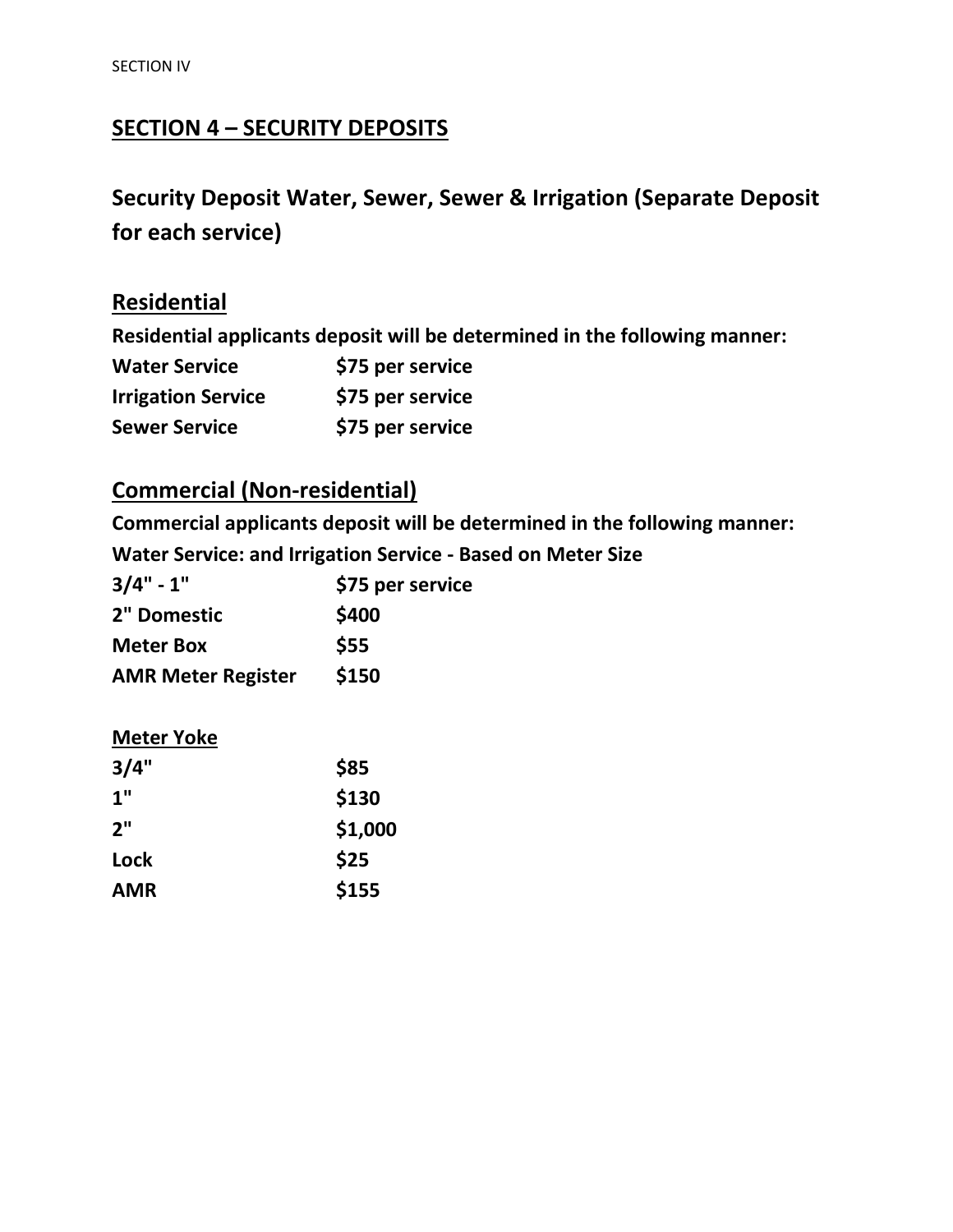## SECTION 4 – SECURITY DEPOSITS

### Security Deposit Water, Sewer, Sewer & Irrigation (Separate Deposit for each service)

#### Residential

**Residential applicants deposit will be determined in the following manner:**

| | |
|---|---|
| **Water Service** | **$75 per service** |
| **Irrigation Service** | **$75 per service** |
| **Sewer Service** | **$75 per service** |

#### Commercial (Non-residential)

**Commercial applicants deposit will be determined in the following manner:**

**Water Service: and Irrigation Service - Based on Meter Size**

| | |
|---|---|
| **3/4" - 1"** | **$75 per service** |
| **2" Domestic** | **$400** |
| **Meter Box** | **$55** |
| **AMR Meter Register** | **$150** |

**Meter Yoke**

| | |
|---|---|
| **3/4"** | **$85** |
| **1"** | **$130** |
| **2"** | **$1,000** |
| **Lock** | **$25** |
| **AMR** | **$155** |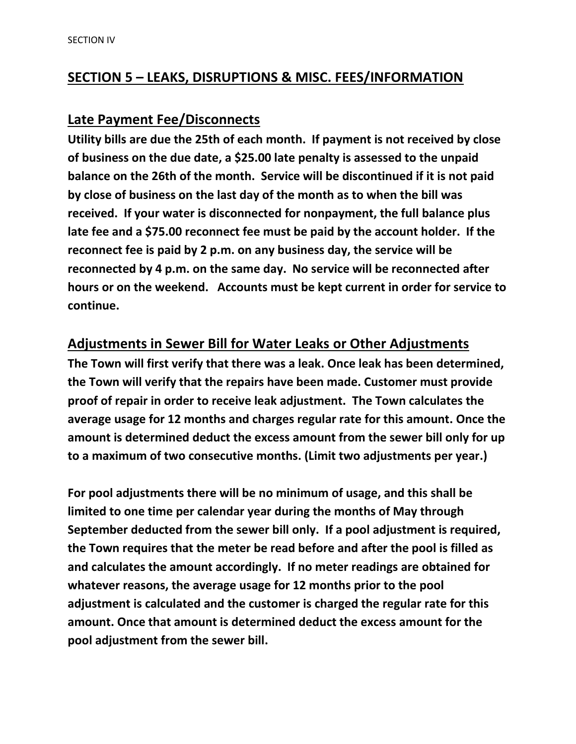## SECTION 5 – LEAKS, DISRUPTIONS & MISC. FEES/INFORMATION

### Late Payment Fee/Disconnects

**Utility bills are due the 25th of each month. If payment is not received by close of business on the due date, a $25.00 late penalty is assessed to the unpaid balance on the 26th of the month. Service will be discontinued if it is not paid by close of business on the last day of the month as to when the bill was received. If your water is disconnected for nonpayment, the full balance plus late fee and a $75.00 reconnect fee must be paid by the account holder. If the reconnect fee is paid by 2 p.m. on any business day, the service will be reconnected by 4 p.m. on the same day. No service will be reconnected after hours or on the weekend. Accounts must be kept current in order for service to continue.**

### Adjustments in Sewer Bill for Water Leaks or Other Adjustments

**The Town will first verify that there was a leak. Once leak has been determined, the Town will verify that the repairs have been made. Customer must provide proof of repair in order to receive leak adjustment. The Town calculates the average usage for 12 months and charges regular rate for this amount. Once the amount is determined deduct the excess amount from the sewer bill only for up to a maximum of two consecutive months. (Limit two adjustments per year.)**

**For pool adjustments there will be no minimum of usage, and this shall be limited to one time per calendar year during the months of May through September deducted from the sewer bill only. If a pool adjustment is required, the Town requires that the meter be read before and after the pool is filled as and calculates the amount accordingly. If no meter readings are obtained for whatever reasons, the average usage for 12 months prior to the pool adjustment is calculated and the customer is charged the regular rate for this amount. Once that amount is determined deduct the excess amount for the pool adjustment from the sewer bill.**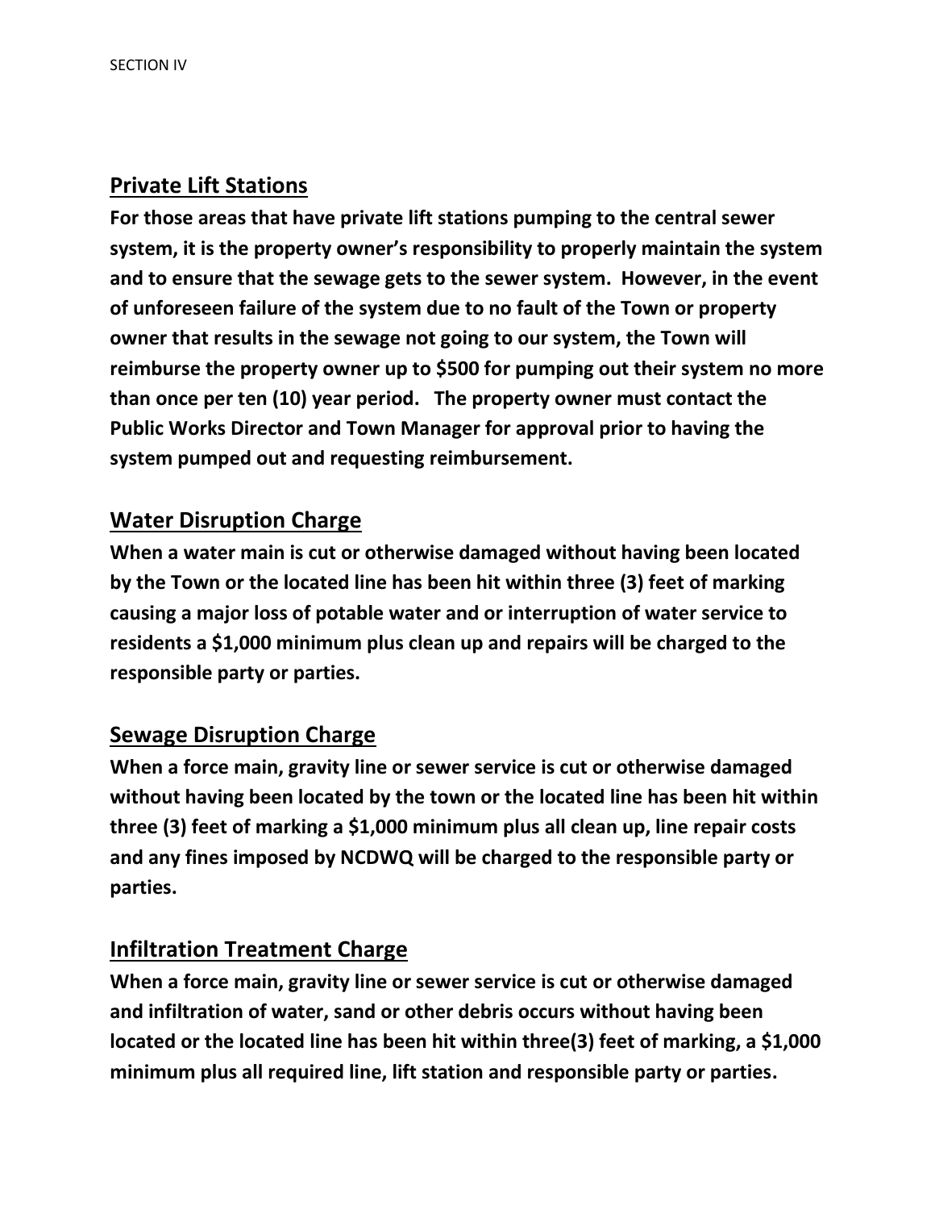## Private Lift Stations

**For those areas that have private lift stations pumping to the central sewer system, it is the property owner's responsibility to properly maintain the system and to ensure that the sewage gets to the sewer system. However, in the event of unforeseen failure of the system due to no fault of the Town or property owner that results in the sewage not going to our system, the Town will reimburse the property owner up to $500 for pumping out their system no more than once per ten (10) year period. The property owner must contact the Public Works Director and Town Manager for approval prior to having the system pumped out and requesting reimbursement.**

## Water Disruption Charge

**When a water main is cut or otherwise damaged without having been located by the Town or the located line has been hit within three (3) feet of marking causing a major loss of potable water and or interruption of water service to residents a $1,000 minimum plus clean up and repairs will be charged to the responsible party or parties.**

## Sewage Disruption Charge

**When a force main, gravity line or sewer service is cut or otherwise damaged without having been located by the town or the located line has been hit within three (3) feet of marking a $1,000 minimum plus all clean up, line repair costs and any fines imposed by NCDWQ will be charged to the responsible party or parties.**

## Infiltration Treatment Charge

**When a force main, gravity line or sewer service is cut or otherwise damaged and infiltration of water, sand or other debris occurs without having been located or the located line has been hit within three(3) feet of marking, a $1,000 minimum plus all required line, lift station and responsible party or parties.**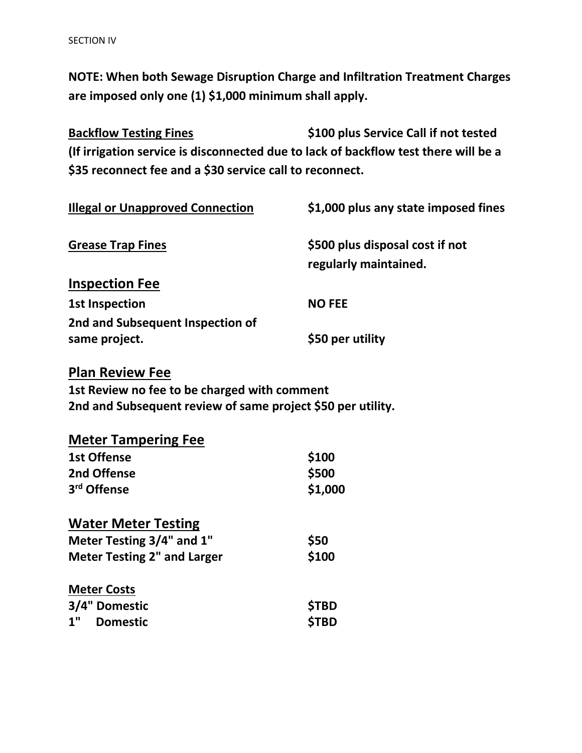SECTION IV

**NOTE: When both Sewage Disruption Charge and Infiltration Treatment Charges are imposed only one (1) $1,000 minimum shall apply.**

| | |
|---|---|
| **Backflow Testing Fines** | **$100 plus Service Call if not tested** |

**(If irrigation service is disconnected due to lack of backflow test there will be a $35 reconnect fee and a $30 service call to reconnect.**

| | |
|---|---|
| **Illegal or Unapproved Connection** | **$1,000 plus any state imposed fines** |
| **Grease Trap Fines** | **$500 plus disposal cost if not regularly maintained.** |

## Inspection Fee

| | |
|---|---|
| **1st Inspection** | **NO FEE** |
| **2nd and Subsequent Inspection of same project.** | **$50 per utility** |

## Plan Review Fee

**1st Review no fee to be charged with comment**
**2nd and Subsequent review of same project $50 per utility.**

## Meter Tampering Fee

| | |
|---|---|
| **1st Offense** | **$100** |
| **2nd Offense** | **$500** |
| **3rd Offense** | **$1,000** |

## Water Meter Testing

| | |
|---|---|
| **Meter Testing 3/4" and 1"** | **$50** |
| **Meter Testing 2" and Larger** | **$100** |

**Meter Costs**

| | |
|---|---|
| **3/4" Domestic** | **$TBD** |
| **1" Domestic** | **$TBD** |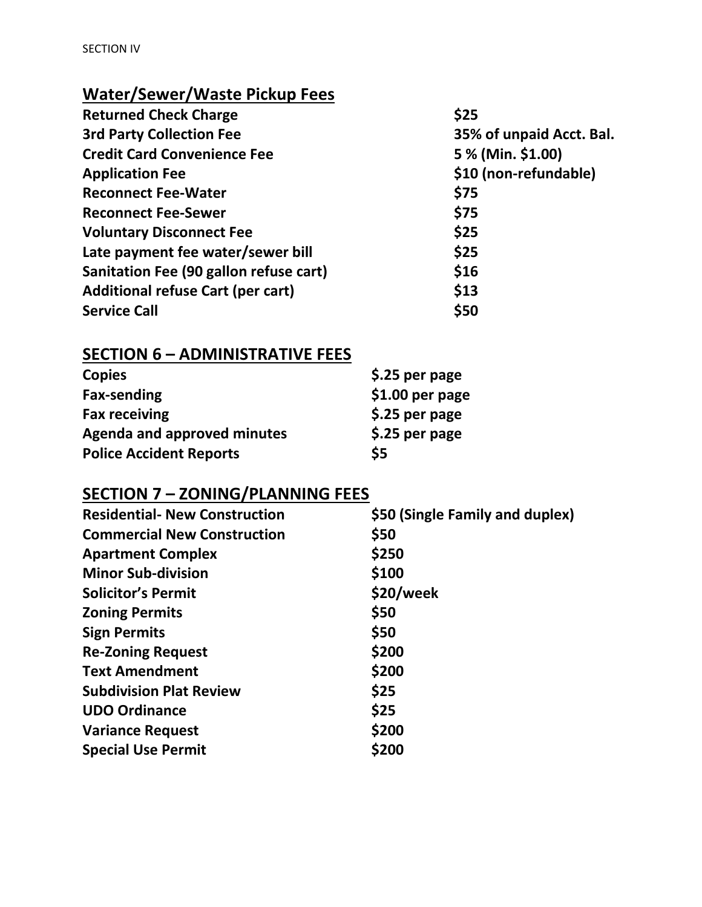SECTION IV

## Water/Sewer/Waste Pickup Fees

| | |
|---|---|
| **Returned Check Charge** | **$25** |
| **3rd Party Collection Fee** | **35% of unpaid Acct. Bal.** |
| **Credit Card Convenience Fee** | **5 % (Min. $1.00)** |
| **Application Fee** | **$10 (non-refundable)** |
| **Reconnect Fee-Water** | **$75** |
| **Reconnect Fee-Sewer** | **$75** |
| **Voluntary Disconnect Fee** | **$25** |
| **Late payment fee water/sewer bill** | **$25** |
| **Sanitation Fee (90 gallon refuse cart)** | **$16** |
| **Additional refuse Cart (per cart)** | **$13** |
| **Service Call** | **$50** |

## SECTION 6 – ADMINISTRATIVE FEES

| | |
|---|---|
| **Copies** | **$.25 per page** |
| **Fax-sending** | **$1.00 per page** |
| **Fax receiving** | **$.25 per page** |
| **Agenda and approved minutes** | **$.25 per page** |
| **Police Accident Reports** | **$5** |

## SECTION 7 – ZONING/PLANNING FEES

| | |
|---|---|
| **Residential- New Construction** | **$50 (Single Family and duplex)** |
| **Commercial New Construction** | **$50** |
| **Apartment Complex** | **$250** |
| **Minor Sub-division** | **$100** |
| **Solicitor's Permit** | **$20/week** |
| **Zoning Permits** | **$50** |
| **Sign Permits** | **$50** |
| **Re-Zoning Request** | **$200** |
| **Text Amendment** | **$200** |
| **Subdivision Plat Review** | **$25** |
| **UDO Ordinance** | **$25** |
| **Variance Request** | **$200** |
| **Special Use Permit** | **$200** |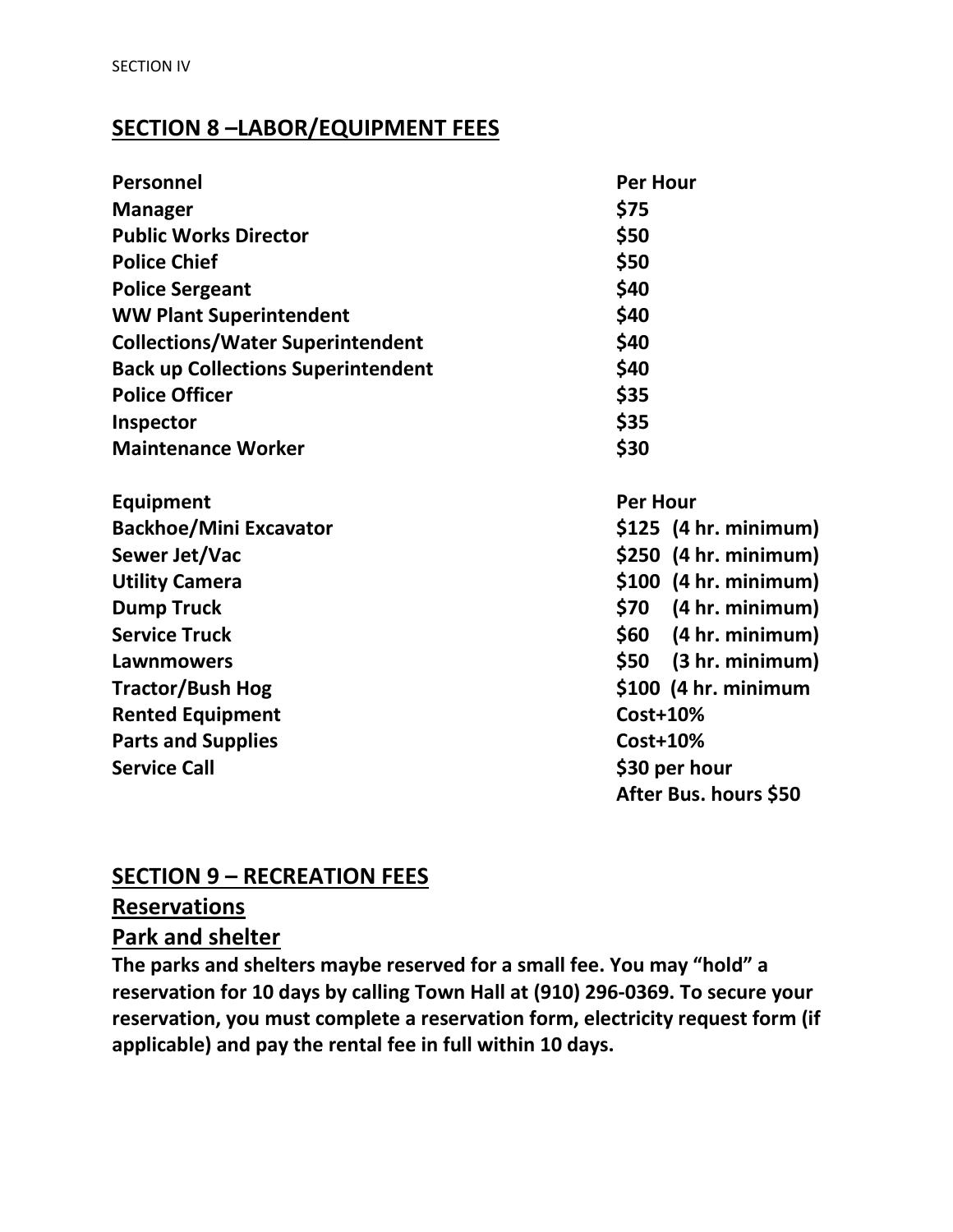## SECTION 8 –LABOR/EQUIPMENT FEES

| Personnel | Per Hour |
|---|---|
| Manager | $75 |
| Public Works Director | $50 |
| Police Chief | $50 |
| Police Sergeant | $40 |
| WW Plant Superintendent | $40 |
| Collections/Water Superintendent | $40 |
| Back up Collections Superintendent | $40 |
| Police Officer | $35 |
| Inspector | $35 |
| Maintenance Worker | $30 |

| Equipment | Per Hour |
|---|---|
| Backhoe/Mini Excavator | $125 (4 hr. minimum) |
| Sewer Jet/Vac | $250 (4 hr. minimum) |
| Utility Camera | $100 (4 hr. minimum) |
| Dump Truck | $70 (4 hr. minimum) |
| Service Truck | $60 (4 hr. minimum) |
| Lawnmowers | $50 (3 hr. minimum) |
| Tractor/Bush Hog | $100 (4 hr. minimum |
| Rented Equipment | Cost+10% |
| Parts and Supplies | Cost+10% |
| Service Call | $30 per hour<br>After Bus. hours $50 |

## SECTION 9 – RECREATION FEES

### Reservations

### Park and shelter

**The parks and shelters maybe reserved for a small fee. You may "hold" a reservation for 10 days by calling Town Hall at (910) 296-0369. To secure your reservation, you must complete a reservation form, electricity request form (if applicable) and pay the rental fee in full within 10 days.**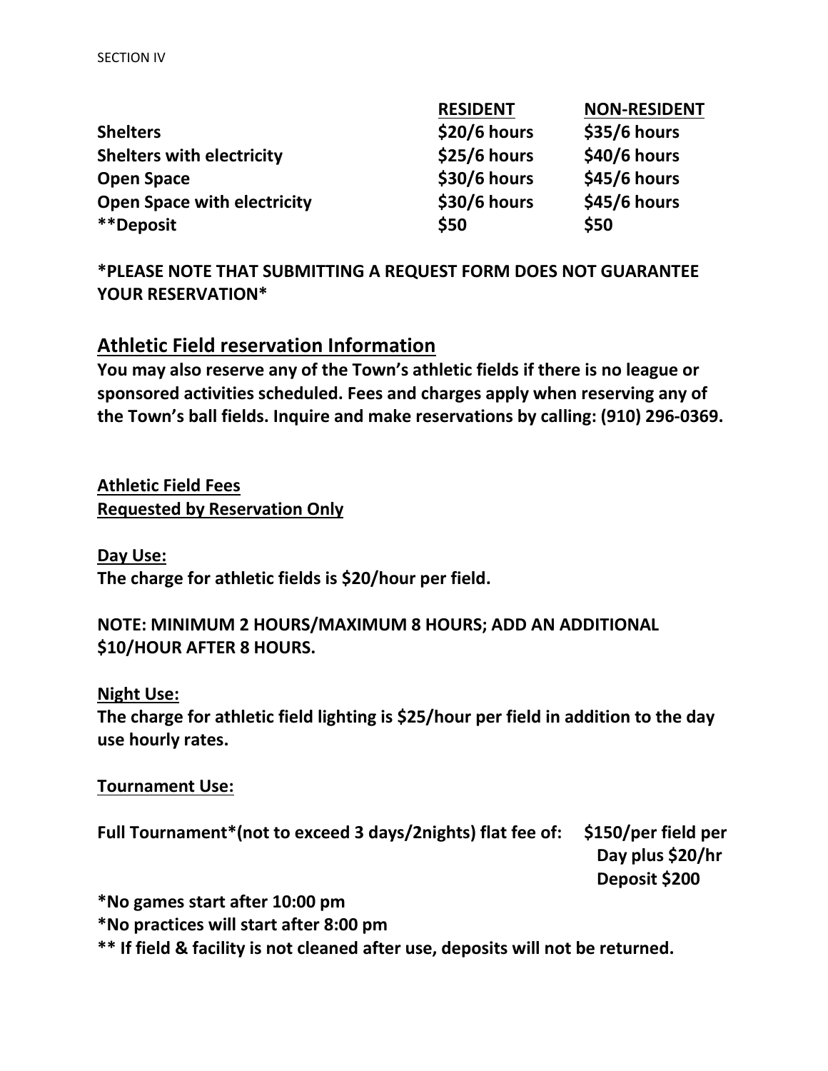| | RESIDENT | NON-RESIDENT |
|---|---|---|
| **Shelters** | **$20/6 hours** | **$35/6 hours** |
| **Shelters with electricity** | **$25/6 hours** | **$40/6 hours** |
| **Open Space** | **$30/6 hours** | **$45/6 hours** |
| **Open Space with electricity** | **$30/6 hours** | **$45/6 hours** |
| **\*\*Deposit** | **$50** | **$50** |

**\*PLEASE NOTE THAT SUBMITTING A REQUEST FORM DOES NOT GUARANTEE YOUR RESERVATION\***

## Athletic Field reservation Information

**You may also reserve any of the Town's athletic fields if there is no league or sponsored activities scheduled. Fees and charges apply when reserving any of the Town's ball fields. Inquire and make reservations by calling: (910) 296-0369.**

**Athletic Field Fees**
**Requested by Reservation Only**

**Day Use:**
**The charge for athletic fields is $20/hour per field.**

**NOTE: MINIMUM 2 HOURS/MAXIMUM 8 HOURS; ADD AN ADDITIONAL $10/HOUR AFTER 8 HOURS.**

**Night Use:**
**The charge for athletic field lighting is $25/hour per field in addition to the day use hourly rates.**

**Tournament Use:**

**Full Tournament\*(not to exceed 3 days/2nights) flat fee of: $150/per field per Day plus $20/hr Deposit $200**

**\*No games start after 10:00 pm**
**\*No practices will start after 8:00 pm**
**\*\* If field & facility is not cleaned after use, deposits will not be returned.**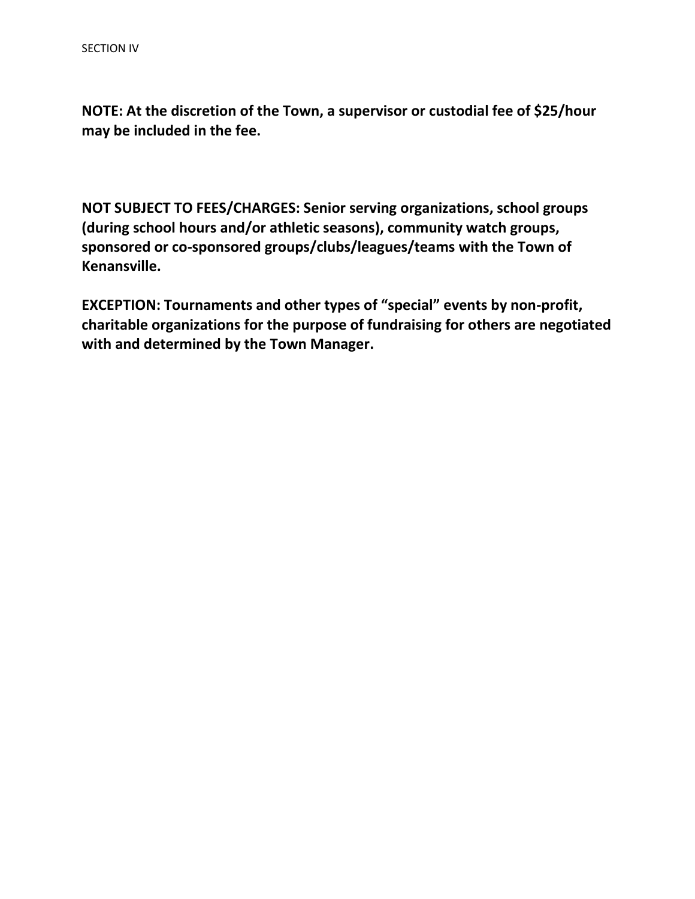**NOTE: At the discretion of the Town, a supervisor or custodial fee of $25/hour may be included in the fee.**

**NOT SUBJECT TO FEES/CHARGES: Senior serving organizations, school groups (during school hours and/or athletic seasons), community watch groups, sponsored or co-sponsored groups/clubs/leagues/teams with the Town of Kenansville.**

**EXCEPTION: Tournaments and other types of "special" events by non-profit, charitable organizations for the purpose of fundraising for others are negotiated with and determined by the Town Manager.**